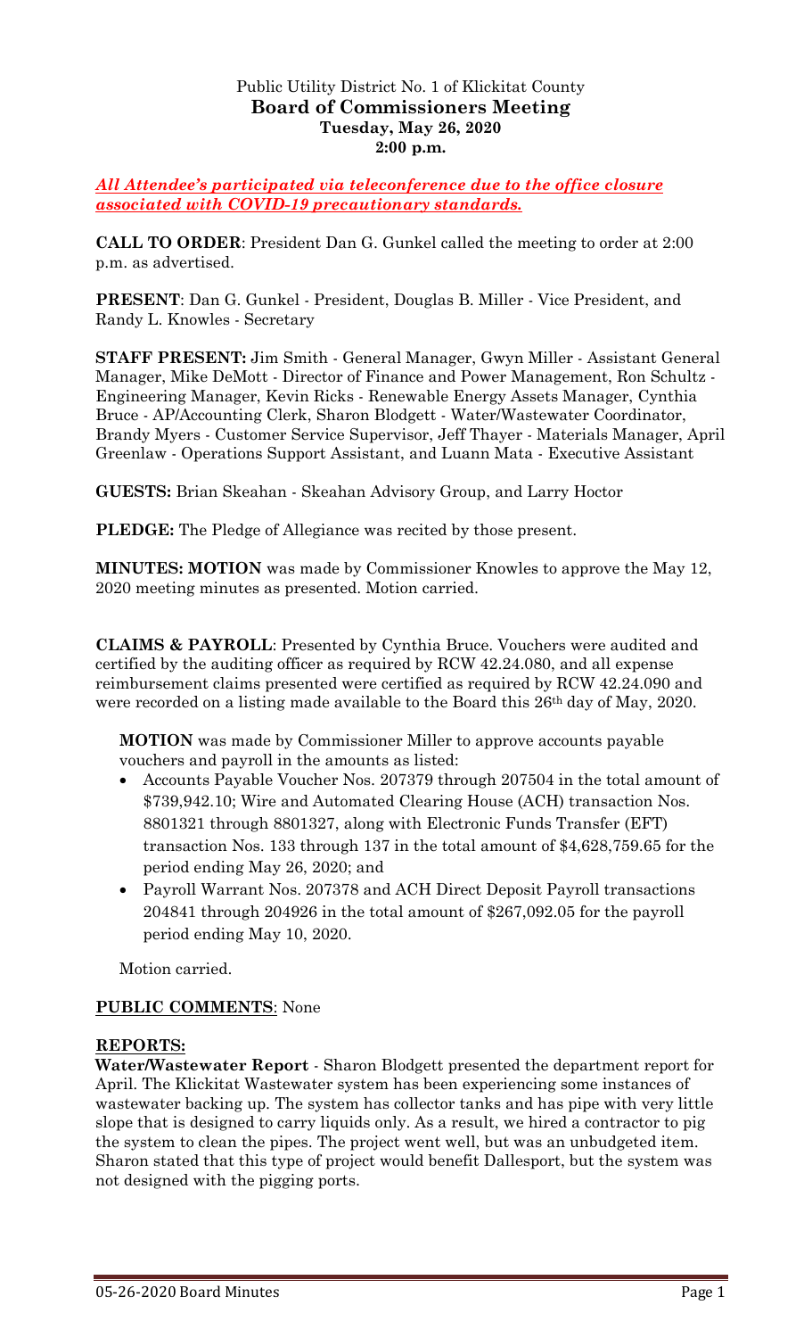Public Utility District No. 1 of Klickitat County
**Board of Commissioners Meeting**
**Tuesday, May 26, 2020**
**2:00 p.m.**

***All Attendee's participated via teleconference due to the office closure associated with COVID-19 precautionary standards.***

**CALL TO ORDER**: President Dan G. Gunkel called the meeting to order at 2:00 p.m. as advertised.

**PRESENT**: Dan G. Gunkel - President, Douglas B. Miller - Vice President, and Randy L. Knowles - Secretary

**STAFF PRESENT:** Jim Smith - General Manager, Gwyn Miller - Assistant General Manager, Mike DeMott - Director of Finance and Power Management, Ron Schultz - Engineering Manager, Kevin Ricks - Renewable Energy Assets Manager, Cynthia Bruce - AP/Accounting Clerk, Sharon Blodgett - Water/Wastewater Coordinator, Brandy Myers - Customer Service Supervisor, Jeff Thayer - Materials Manager, April Greenlaw - Operations Support Assistant, and Luann Mata - Executive Assistant

**GUESTS:** Brian Skeahan - Skeahan Advisory Group, and Larry Hoctor

**PLEDGE:** The Pledge of Allegiance was recited by those present.

**MINUTES: MOTION** was made by Commissioner Knowles to approve the May 12, 2020 meeting minutes as presented. Motion carried.

**CLAIMS & PAYROLL**: Presented by Cynthia Bruce. Vouchers were audited and certified by the auditing officer as required by RCW 42.24.080, and all expense reimbursement claims presented were certified as required by RCW 42.24.090 and were recorded on a listing made available to the Board this 26th day of May, 2020.

**MOTION** was made by Commissioner Miller to approve accounts payable vouchers and payroll in the amounts as listed:

- Accounts Payable Voucher Nos. 207379 through 207504 in the total amount of $739,942.10; Wire and Automated Clearing House (ACH) transaction Nos. 8801321 through 8801327, along with Electronic Funds Transfer (EFT) transaction Nos. 133 through 137 in the total amount of $4,628,759.65 for the period ending May 26, 2020; and
- Payroll Warrant Nos. 207378 and ACH Direct Deposit Payroll transactions 204841 through 204926 in the total amount of $267,092.05 for the payroll period ending May 10, 2020.

Motion carried.

**PUBLIC COMMENTS**: None

**REPORTS:**

**Water/Wastewater Report** - Sharon Blodgett presented the department report for April. The Klickitat Wastewater system has been experiencing some instances of wastewater backing up. The system has collector tanks and has pipe with very little slope that is designed to carry liquids only. As a result, we hired a contractor to pig the system to clean the pipes. The project went well, but was an unbudgeted item. Sharon stated that this type of project would benefit Dallesport, but the system was not designed with the pigging ports.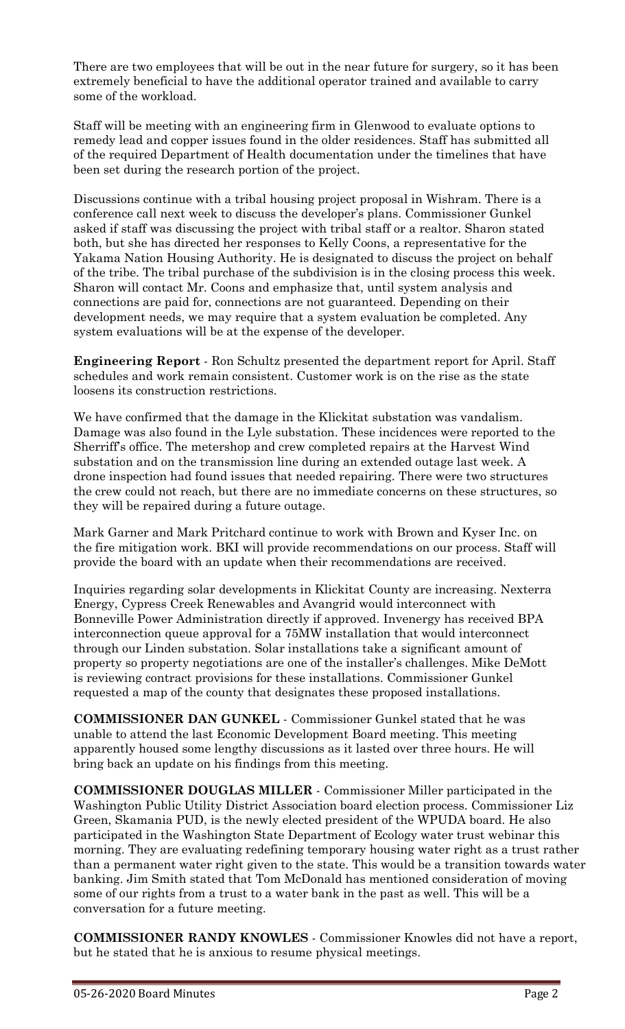There are two employees that will be out in the near future for surgery, so it has been extremely beneficial to have the additional operator trained and available to carry some of the workload.

Staff will be meeting with an engineering firm in Glenwood to evaluate options to remedy lead and copper issues found in the older residences. Staff has submitted all of the required Department of Health documentation under the timelines that have been set during the research portion of the project.

Discussions continue with a tribal housing project proposal in Wishram. There is a conference call next week to discuss the developer's plans. Commissioner Gunkel asked if staff was discussing the project with tribal staff or a realtor. Sharon stated both, but she has directed her responses to Kelly Coons, a representative for the Yakama Nation Housing Authority. He is designated to discuss the project on behalf of the tribe. The tribal purchase of the subdivision is in the closing process this week. Sharon will contact Mr. Coons and emphasize that, until system analysis and connections are paid for, connections are not guaranteed. Depending on their development needs, we may require that a system evaluation be completed. Any system evaluations will be at the expense of the developer.

**Engineering Report** - Ron Schultz presented the department report for April. Staff schedules and work remain consistent. Customer work is on the rise as the state loosens its construction restrictions.

We have confirmed that the damage in the Klickitat substation was vandalism. Damage was also found in the Lyle substation. These incidences were reported to the Sherriff's office. The metershop and crew completed repairs at the Harvest Wind substation and on the transmission line during an extended outage last week. A drone inspection had found issues that needed repairing. There were two structures the crew could not reach, but there are no immediate concerns on these structures, so they will be repaired during a future outage.

Mark Garner and Mark Pritchard continue to work with Brown and Kyser Inc. on the fire mitigation work. BKI will provide recommendations on our process. Staff will provide the board with an update when their recommendations are received.

Inquiries regarding solar developments in Klickitat County are increasing. Nexterra Energy, Cypress Creek Renewables and Avangrid would interconnect with Bonneville Power Administration directly if approved. Invenergy has received BPA interconnection queue approval for a 75MW installation that would interconnect through our Linden substation. Solar installations take a significant amount of property so property negotiations are one of the installer's challenges. Mike DeMott is reviewing contract provisions for these installations. Commissioner Gunkel requested a map of the county that designates these proposed installations.

**COMMISSIONER DAN GUNKEL** - Commissioner Gunkel stated that he was unable to attend the last Economic Development Board meeting. This meeting apparently housed some lengthy discussions as it lasted over three hours. He will bring back an update on his findings from this meeting.

**COMMISSIONER DOUGLAS MILLER** - Commissioner Miller participated in the Washington Public Utility District Association board election process. Commissioner Liz Green, Skamania PUD, is the newly elected president of the WPUDA board. He also participated in the Washington State Department of Ecology water trust webinar this morning. They are evaluating redefining temporary housing water right as a trust rather than a permanent water right given to the state. This would be a transition towards water banking. Jim Smith stated that Tom McDonald has mentioned consideration of moving some of our rights from a trust to a water bank in the past as well. This will be a conversation for a future meeting.

**COMMISSIONER RANDY KNOWLES** - Commissioner Knowles did not have a report, but he stated that he is anxious to resume physical meetings.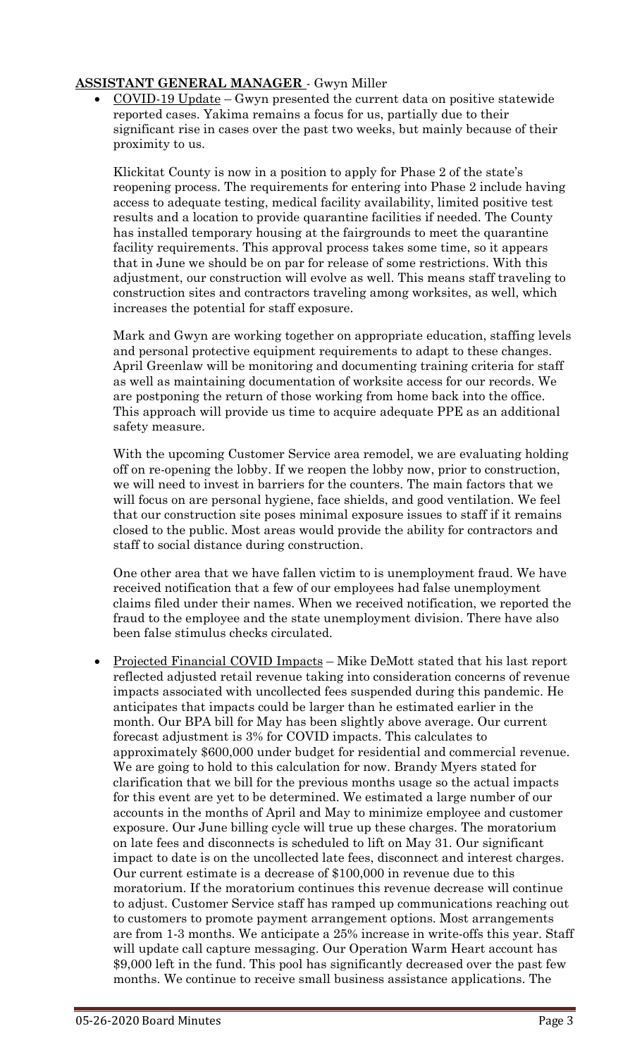**ASSISTANT GENERAL MANAGER** - Gwyn Miller

- COVID-19 Update – Gwyn presented the current data on positive statewide reported cases. Yakima remains a focus for us, partially due to their significant rise in cases over the past two weeks, but mainly because of their proximity to us.

  Klickitat County is now in a position to apply for Phase 2 of the state's reopening process. The requirements for entering into Phase 2 include having access to adequate testing, medical facility availability, limited positive test results and a location to provide quarantine facilities if needed. The County has installed temporary housing at the fairgrounds to meet the quarantine facility requirements. This approval process takes some time, so it appears that in June we should be on par for release of some restrictions. With this adjustment, our construction will evolve as well. This means staff traveling to construction sites and contractors traveling among worksites, as well, which increases the potential for staff exposure.

  Mark and Gwyn are working together on appropriate education, staffing levels and personal protective equipment requirements to adapt to these changes. April Greenlaw will be monitoring and documenting training criteria for staff as well as maintaining documentation of worksite access for our records. We are postponing the return of those working from home back into the office. This approach will provide us time to acquire adequate PPE as an additional safety measure.

  With the upcoming Customer Service area remodel, we are evaluating holding off on re-opening the lobby. If we reopen the lobby now, prior to construction, we will need to invest in barriers for the counters. The main factors that we will focus on are personal hygiene, face shields, and good ventilation. We feel that our construction site poses minimal exposure issues to staff if it remains closed to the public. Most areas would provide the ability for contractors and staff to social distance during construction.

  One other area that we have fallen victim to is unemployment fraud. We have received notification that a few of our employees had false unemployment claims filed under their names. When we received notification, we reported the fraud to the employee and the state unemployment division. There have also been false stimulus checks circulated.

- Projected Financial COVID Impacts – Mike DeMott stated that his last report reflected adjusted retail revenue taking into consideration concerns of revenue impacts associated with uncollected fees suspended during this pandemic. He anticipates that impacts could be larger than he estimated earlier in the month. Our BPA bill for May has been slightly above average. Our current forecast adjustment is 3% for COVID impacts. This calculates to approximately $600,000 under budget for residential and commercial revenue. We are going to hold to this calculation for now. Brandy Myers stated for clarification that we bill for the previous months usage so the actual impacts for this event are yet to be determined. We estimated a large number of our accounts in the months of April and May to minimize employee and customer exposure. Our June billing cycle will true up these charges. The moratorium on late fees and disconnects is scheduled to lift on May 31. Our significant impact to date is on the uncollected late fees, disconnect and interest charges. Our current estimate is a decrease of $100,000 in revenue due to this moratorium. If the moratorium continues this revenue decrease will continue to adjust. Customer Service staff has ramped up communications reaching out to customers to promote payment arrangement options. Most arrangements are from 1-3 months. We anticipate a 25% increase in write-offs this year. Staff will update call capture messaging. Our Operation Warm Heart account has $9,000 left in the fund. This pool has significantly decreased over the past few months. We continue to receive small business assistance applications. The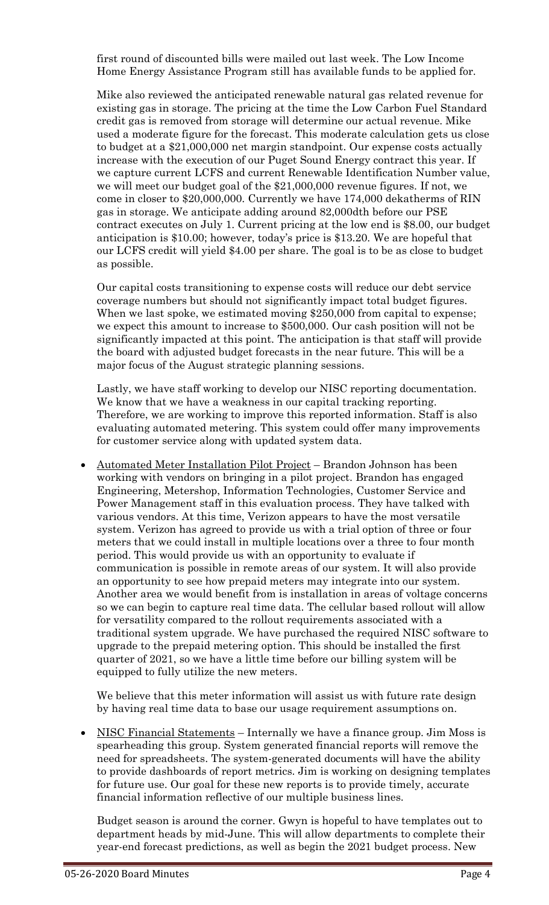first round of discounted bills were mailed out last week. The Low Income Home Energy Assistance Program still has available funds to be applied for.

Mike also reviewed the anticipated renewable natural gas related revenue for existing gas in storage. The pricing at the time the Low Carbon Fuel Standard credit gas is removed from storage will determine our actual revenue. Mike used a moderate figure for the forecast. This moderate calculation gets us close to budget at a $21,000,000 net margin standpoint. Our expense costs actually increase with the execution of our Puget Sound Energy contract this year. If we capture current LCFS and current Renewable Identification Number value, we will meet our budget goal of the $21,000,000 revenue figures. If not, we come in closer to $20,000,000. Currently we have 174,000 dekatherms of RIN gas in storage. We anticipate adding around 82,000dth before our PSE contract executes on July 1. Current pricing at the low end is $8.00, our budget anticipation is $10.00; however, today's price is $13.20. We are hopeful that our LCFS credit will yield $4.00 per share. The goal is to be as close to budget as possible.

Our capital costs transitioning to expense costs will reduce our debt service coverage numbers but should not significantly impact total budget figures. When we last spoke, we estimated moving $250,000 from capital to expense; we expect this amount to increase to $500,000. Our cash position will not be significantly impacted at this point. The anticipation is that staff will provide the board with adjusted budget forecasts in the near future. This will be a major focus of the August strategic planning sessions.

Lastly, we have staff working to develop our NISC reporting documentation. We know that we have a weakness in our capital tracking reporting. Therefore, we are working to improve this reported information. Staff is also evaluating automated metering. This system could offer many improvements for customer service along with updated system data.

- Automated Meter Installation Pilot Project – Brandon Johnson has been working with vendors on bringing in a pilot project. Brandon has engaged Engineering, Metershop, Information Technologies, Customer Service and Power Management staff in this evaluation process. They have talked with various vendors. At this time, Verizon appears to have the most versatile system. Verizon has agreed to provide us with a trial option of three or four meters that we could install in multiple locations over a three to four month period. This would provide us with an opportunity to evaluate if communication is possible in remote areas of our system. It will also provide an opportunity to see how prepaid meters may integrate into our system. Another area we would benefit from is installation in areas of voltage concerns so we can begin to capture real time data. The cellular based rollout will allow for versatility compared to the rollout requirements associated with a traditional system upgrade. We have purchased the required NISC software to upgrade to the prepaid metering option. This should be installed the first quarter of 2021, so we have a little time before our billing system will be equipped to fully utilize the new meters.

  We believe that this meter information will assist us with future rate design by having real time data to base our usage requirement assumptions on.

- NISC Financial Statements – Internally we have a finance group. Jim Moss is spearheading this group. System generated financial reports will remove the need for spreadsheets. The system-generated documents will have the ability to provide dashboards of report metrics. Jim is working on designing templates for future use. Our goal for these new reports is to provide timely, accurate financial information reflective of our multiple business lines.

  Budget season is around the corner. Gwyn is hopeful to have templates out to department heads by mid-June. This will allow departments to complete their year-end forecast predictions, as well as begin the 2021 budget process. New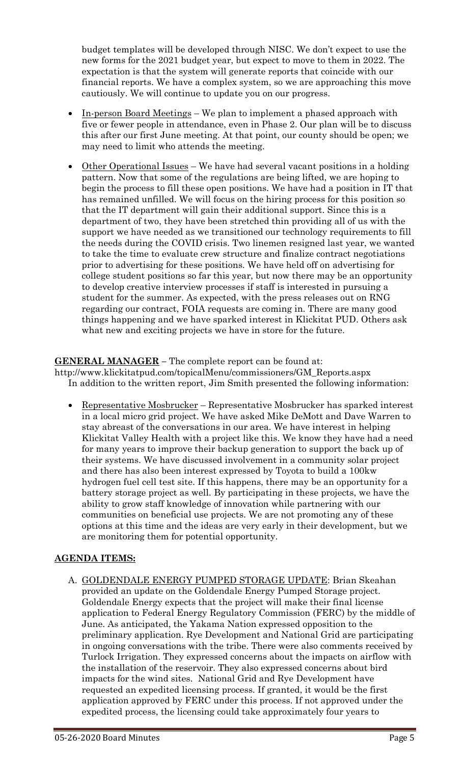budget templates will be developed through NISC. We don't expect to use the new forms for the 2021 budget year, but expect to move to them in 2022. The expectation is that the system will generate reports that coincide with our financial reports. We have a complex system, so we are approaching this move cautiously. We will continue to update you on our progress.

- In-person Board Meetings – We plan to implement a phased approach with five or fewer people in attendance, even in Phase 2. Our plan will be to discuss this after our first June meeting. At that point, our county should be open; we may need to limit who attends the meeting.
- Other Operational Issues – We have had several vacant positions in a holding pattern. Now that some of the regulations are being lifted, we are hoping to begin the process to fill these open positions. We have had a position in IT that has remained unfilled. We will focus on the hiring process for this position so that the IT department will gain their additional support. Since this is a department of two, they have been stretched thin providing all of us with the support we have needed as we transitioned our technology requirements to fill the needs during the COVID crisis. Two linemen resigned last year, we wanted to take the time to evaluate crew structure and finalize contract negotiations prior to advertising for these positions. We have held off on advertising for college student positions so far this year, but now there may be an opportunity to develop creative interview processes if staff is interested in pursuing a student for the summer. As expected, with the press releases out on RNG regarding our contract, FOIA requests are coming in. There are many good things happening and we have sparked interest in Klickitat PUD. Others ask what new and exciting projects we have in store for the future.

**GENERAL MANAGER** – The complete report can be found at: http://www.klickitatpud.com/topicalMenu/commissioners/GM_Reports.aspx

In addition to the written report, Jim Smith presented the following information:

- Representative Mosbrucker – Representative Mosbrucker has sparked interest in a local micro grid project. We have asked Mike DeMott and Dave Warren to stay abreast of the conversations in our area. We have interest in helping Klickitat Valley Health with a project like this. We know they have had a need for many years to improve their backup generation to support the back up of their systems. We have discussed involvement in a community solar project and there has also been interest expressed by Toyota to build a 100kw hydrogen fuel cell test site. If this happens, there may be an opportunity for a battery storage project as well. By participating in these projects, we have the ability to grow staff knowledge of innovation while partnering with our communities on beneficial use projects. We are not promoting any of these options at this time and the ideas are very early in their development, but we are monitoring them for potential opportunity.

**AGENDA ITEMS:**

A. GOLDENDALE ENERGY PUMPED STORAGE UPDATE: Brian Skeahan provided an update on the Goldendale Energy Pumped Storage project. Goldendale Energy expects that the project will make their final license application to Federal Energy Regulatory Commission (FERC) by the middle of June. As anticipated, the Yakama Nation expressed opposition to the preliminary application. Rye Development and National Grid are participating in ongoing conversations with the tribe. There were also comments received by Turlock Irrigation. They expressed concerns about the impacts on airflow with the installation of the reservoir. They also expressed concerns about bird impacts for the wind sites. National Grid and Rye Development have requested an expedited licensing process. If granted, it would be the first application approved by FERC under this process. If not approved under the expedited process, the licensing could take approximately four years to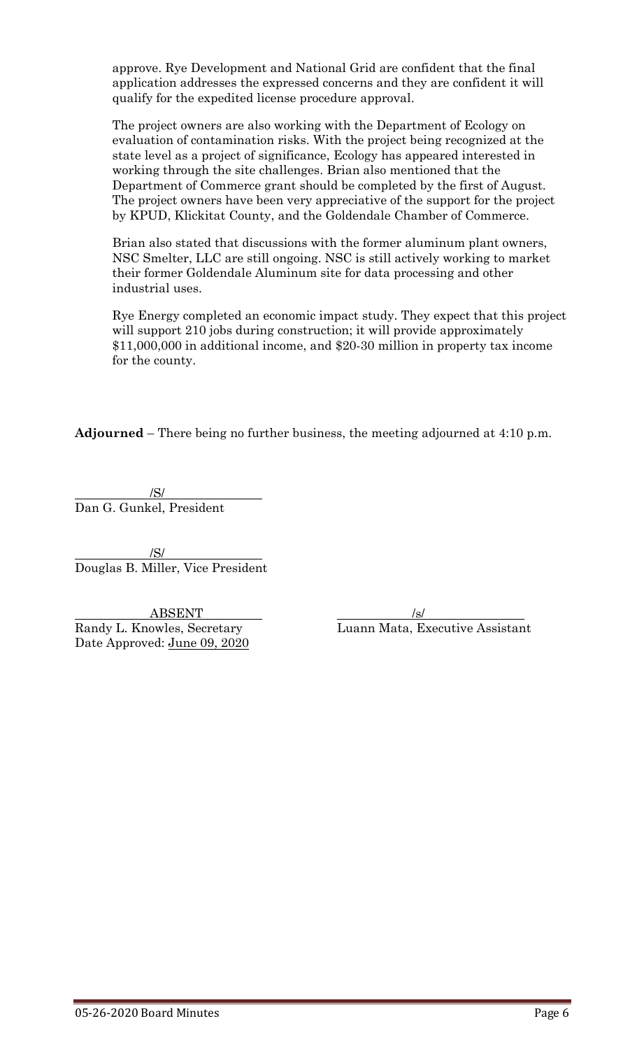approve. Rye Development and National Grid are confident that the final application addresses the expressed concerns and they are confident it will qualify for the expedited license procedure approval.

The project owners are also working with the Department of Ecology on evaluation of contamination risks. With the project being recognized at the state level as a project of significance, Ecology has appeared interested in working through the site challenges. Brian also mentioned that the Department of Commerce grant should be completed by the first of August. The project owners have been very appreciative of the support for the project by KPUD, Klickitat County, and the Goldendale Chamber of Commerce.

Brian also stated that discussions with the former aluminum plant owners, NSC Smelter, LLC are still ongoing. NSC is still actively working to market their former Goldendale Aluminum site for data processing and other industrial uses.

Rye Energy completed an economic impact study. They expect that this project will support 210 jobs during construction; it will provide approximately $11,000,000 in additional income, and $20-30 million in property tax income for the county.

**Adjourned** – There being no further business, the meeting adjourned at 4:10 p.m.

/S/
Dan G. Gunkel, President

/S/
Douglas B. Miller, Vice President

ABSENT
Randy L. Knowles, Secretary
Date Approved: June 09, 2020

/s/
Luann Mata, Executive Assistant